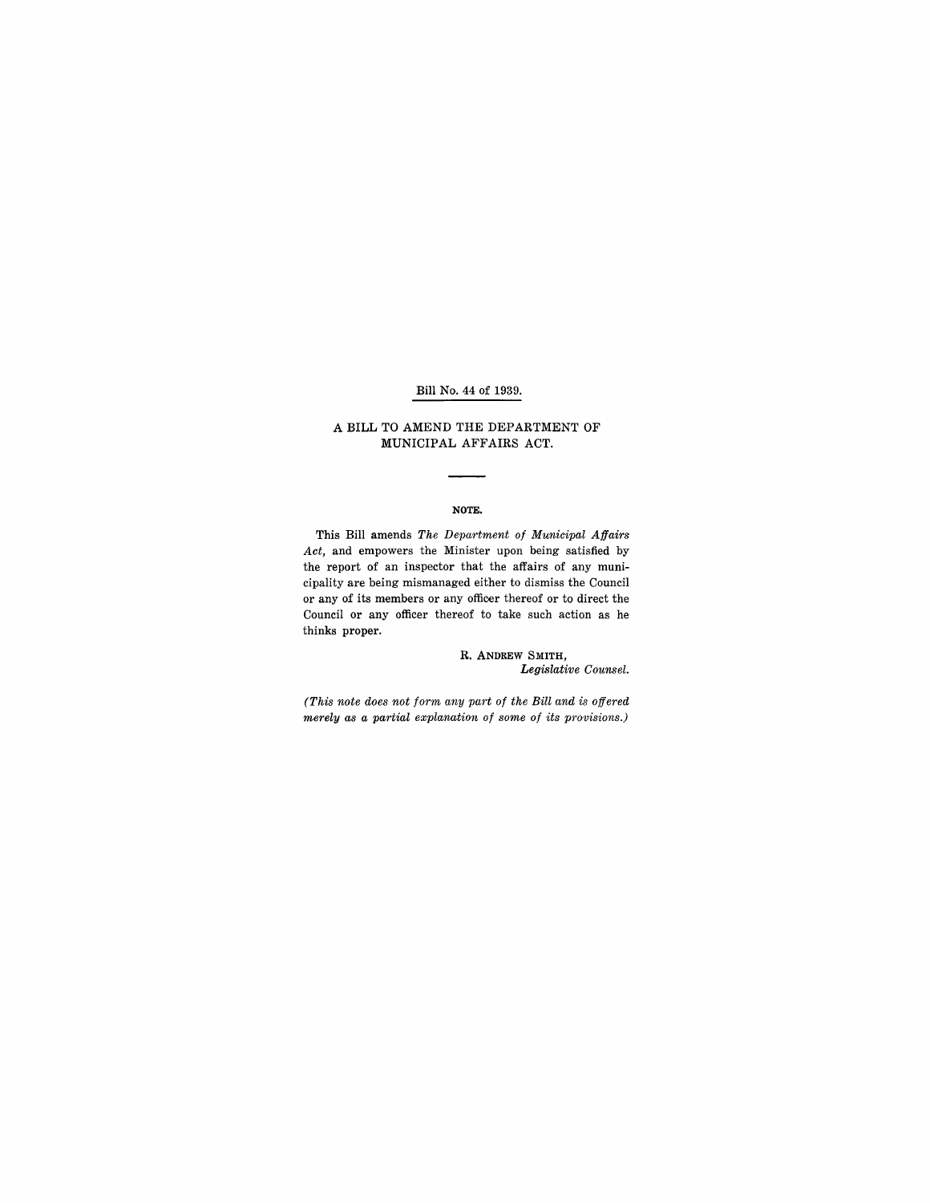Bill No. 44 of 1939.

# A BILL TO AMEND THE DEPARTMENT OF MUNICIPAL AFFAIRS ACT.

## NOTE.

This Bill amends *The Department of Municipal Affairs Act*, and empowers the Minister upon being satisfied by the report of an inspector that the affairs of any municipality are being mismanaged either to dismiss the Council or any of its members or any officer thereof or to direct the Council or any officer thereof to take such action as he thinks proper.

R. ANDREW SMITH,
*Legislative Counsel.*

*(This note does not form any part of the Bill and is offered merely as a partial explanation of some of its provisions.)*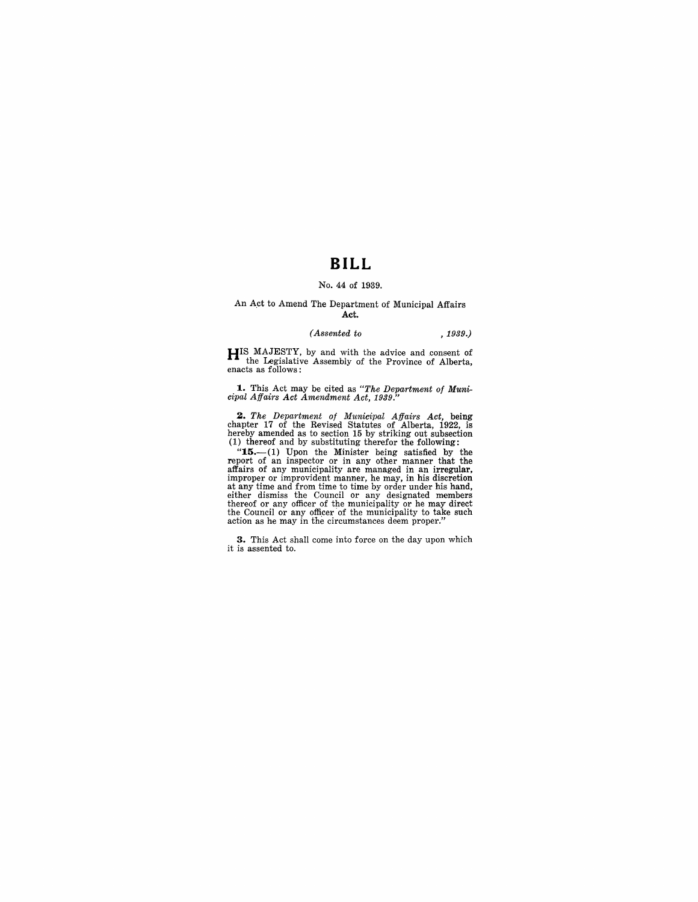# BILL

No. 44 of 1939.

An Act to Amend The Department of Municipal Affairs Act.

*(Assented to , 1939.)*

HIS MAJESTY, by and with the advice and consent of the Legislative Assembly of the Province of Alberta, enacts as follows:

**1.** This Act may be cited as *"The Department of Municipal Affairs Act Amendment Act, 1939."*

**2.** *The Department of Municipal Affairs Act,* being chapter 17 of the Revised Statutes of Alberta, 1922, is hereby amended as to section 15 by striking out subsection (1) thereof and by substituting therefor the following:

"**15.**—(1) Upon the Minister being satisfied by the report of an inspector or in any other manner that the affairs of any municipality are managed in an irregular, improper or improvident manner, he may, in his discretion at any time and from time to time by order under his hand, either dismiss the Council or any designated members thereof or any officer of the municipality or he may direct the Council or any officer of the municipality to take such action as he may in the circumstances deem proper."

**3.** This Act shall come into force on the day upon which it is assented to.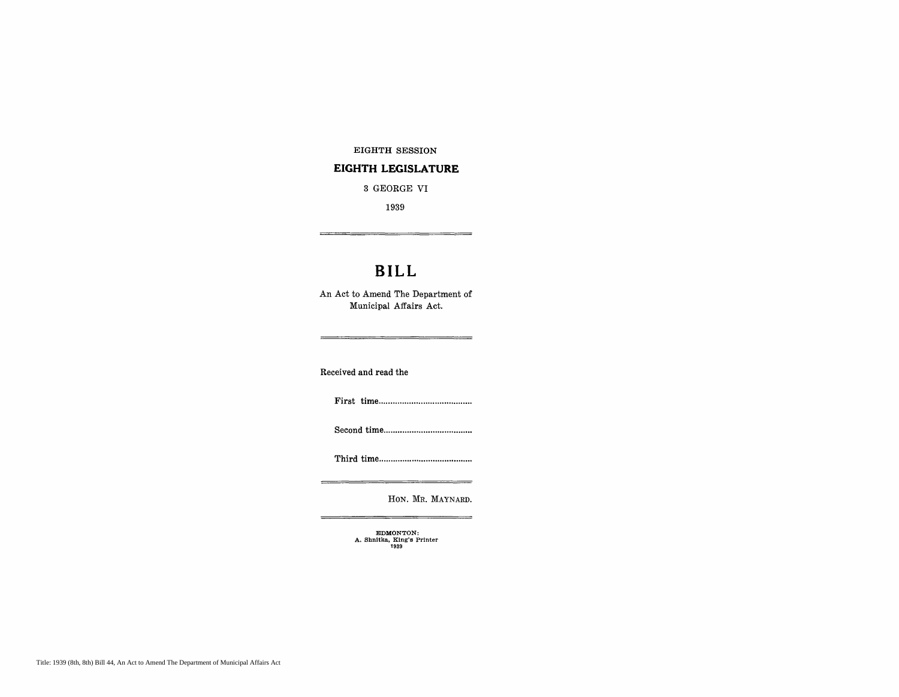EIGHTH SESSION

**EIGHTH LEGISLATURE**

3 GEORGE VI

1939

---

# BILL

An Act to Amend The Department of Municipal Affairs Act.

---

Received and read the

First time........................................

Second time......................................

Third time........................................

---

HON. MR. MAYNARD.

---

EDMONTON:
A. Shnitka, King's Printer
1939

Title: 1939 (8th, 8th) Bill 44, An Act to Amend The Department of Municipal Affairs Act